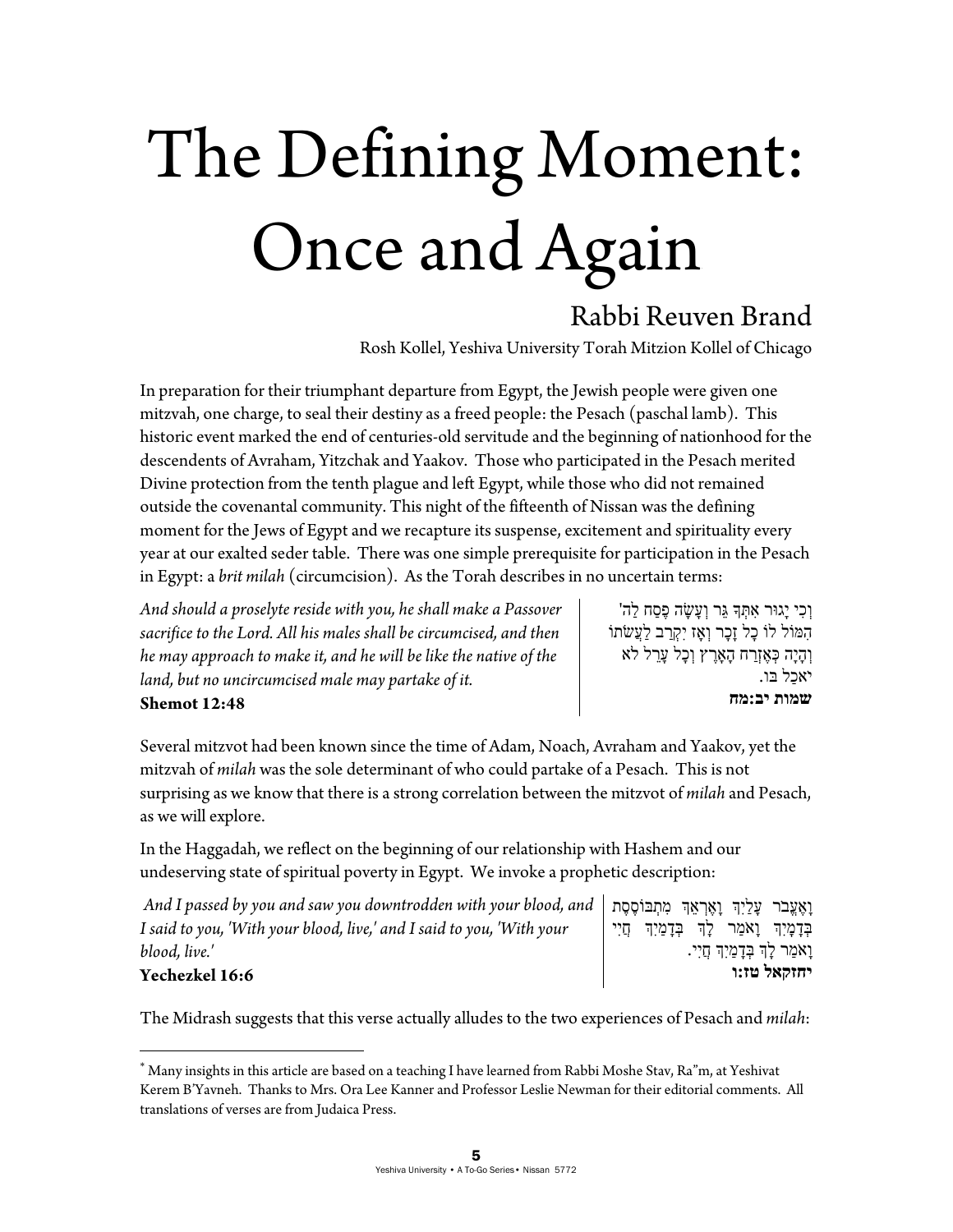# The Defining Moment: Once and Again

## Rabbi Reuven Brand

Rosh Kollel, Yeshiva University Torah Mitzion Kollel of Chicago

In preparation for their triumphant departure from Egypt, the Jewish people were given one mitzvah, one charge, to seal their destiny as a freed people: the Pesach (paschal lamb). This historic event marked the end of centuries-old servitude and the beginning of nationhood for the descendents of Avraham, Yitzchak and Yaakov. Those who participated in the Pesach merited Divine protection from the tenth plague and left Egypt, while those who did not remained outside the covenantal community. This night of the fifteenth of Nissan was the defining moment for the Jews of Egypt and we recapture its suspense, excitement and spirituality every year at our exalted seder table. There was one simple prerequisite for participation in the Pesach in Egypt: a *brit milah* (circumcision). As the Torah describes in no uncertain terms:

*And should a proselyte reside with you, he shall make a Passover sacrifice to the Lord. All his males shall be circumcised, and then he may approach to make it, and he will be like the native of the land, but no uncircumcised male may partake of it.*
**Shemot 12:48**

וְכִי יָגוּר אִתְּךָ גֵּר וְעָשָׂה פֶסַח לַה' הִמּוֹל לוֹ כָל זָכָר וְאָז יִקְרַב לַעֲשֹׂתוֹ וְהָיָה כְּאֶזְרַח הָאָרֶץ וְכָל עָרֵל לֹא יֹאכַל בּוֹ.
**שמות יב:מח**

Several mitzvot had been known since the time of Adam, Noach, Avraham and Yaakov, yet the mitzvah of *milah* was the sole determinant of who could partake of a Pesach. This is not surprising as we know that there is a strong correlation between the mitzvot of *milah* and Pesach, as we will explore.

In the Haggadah, we reflect on the beginning of our relationship with Hashem and our undeserving state of spiritual poverty in Egypt. We invoke a prophetic description:

*And I passed by you and saw you downtrodden with your blood, and I said to you, 'With your blood, live,' and I said to you, 'With your blood, live.'*
**Yechezkel 16:6**

וָאֶעֱבֹר עָלַיִךְ וָאֶרְאֵךְ מִתְבּוֹסֶסֶת בְּדָמָיִךְ וָאֹמַר לָךְ בְּדָמַיִךְ חֲיִי וָאֹמַר לָךְ בְּדָמַיִךְ חֲיִי.
**יחזקאל טז:ו**

The Midrash suggests that this verse actually alludes to the two experiences of Pesach and *milah*:

---

[*] Many insights in this article are based on a teaching I have learned from Rabbi Moshe Stav, Ra"m, at Yeshivat Kerem B'Yavneh. Thanks to Mrs. Ora Lee Kanner and Professor Leslie Newman for their editorial comments. All translations of verses are from Judaica Press.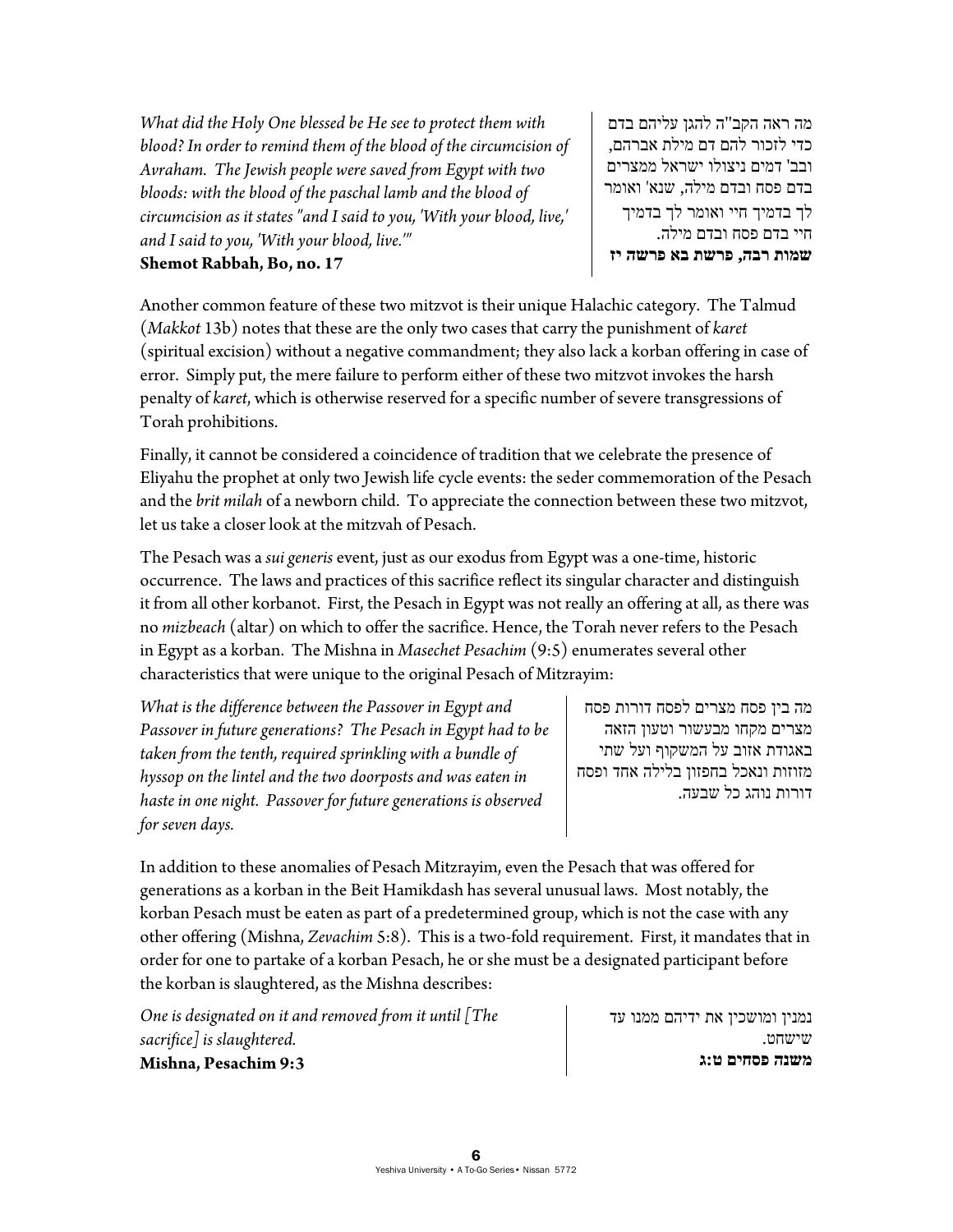*What did the Holy One blessed be He see to protect them with blood? In order to remind them of the blood of the circumcision of Avraham. The Jewish people were saved from Egypt with two bloods: with the blood of the paschal lamb and the blood of circumcision as it states "and I said to you, 'With your blood, live,' and I said to you, 'With your blood, live.'"*
**Shemot Rabbah, Bo, no. 17**

מה ראה הקב"ה להגן עליהם בדם כדי לזכור להם דם מילת אברהם, ובב' דמים ניצולו ישראל ממצרים בדם פסח ובדם מילה, שנא' ואומר לך בדמיך חיי ואומר לך בדמיך חיי בדם פסח ובדם מילה.
**שמות רבה, פרשת בא פרשה יז**

Another common feature of these two mitzvot is their unique Halachic category. The Talmud (*Makkot* 13b) notes that these are the only two cases that carry the punishment of *karet* (spiritual excision) without a negative commandment; they also lack a korban offering in case of error. Simply put, the mere failure to perform either of these two mitzvot invokes the harsh penalty of *karet*, which is otherwise reserved for a specific number of severe transgressions of Torah prohibitions.

Finally, it cannot be considered a coincidence of tradition that we celebrate the presence of Eliyahu the prophet at only two Jewish life cycle events: the seder commemoration of the Pesach and the *brit milah* of a newborn child. To appreciate the connection between these two mitzvot, let us take a closer look at the mitzvah of Pesach.

The Pesach was a *sui generis* event, just as our exodus from Egypt was a one-time, historic occurrence. The laws and practices of this sacrifice reflect its singular character and distinguish it from all other korbanot. First, the Pesach in Egypt was not really an offering at all, as there was no *mizbeach* (altar) on which to offer the sacrifice. Hence, the Torah never refers to the Pesach in Egypt as a korban. The Mishna in *Masechet Pesachim* (9:5) enumerates several other characteristics that were unique to the original Pesach of Mitzrayim:

*What is the difference between the Passover in Egypt and Passover in future generations? The Pesach in Egypt had to be taken from the tenth, required sprinkling with a bundle of hyssop on the lintel and the two doorposts and was eaten in haste in one night. Passover for future generations is observed for seven days.*

מה בין פסח מצרים לפסח דורות פסח מצרים מקחו מבעשור וטעון הזאה באגודת אזוב על המשקוף ועל שתי מזוזות ונאכל בחפזון בלילה אחד ופסח דורות נוהג כל שבעה.

In addition to these anomalies of Pesach Mitzrayim, even the Pesach that was offered for generations as a korban in the Beit Hamikdash has several unusual laws. Most notably, the korban Pesach must be eaten as part of a predetermined group, which is not the case with any other offering (Mishna, *Zevachim* 5:8). This is a two-fold requirement. First, it mandates that in order for one to partake of a korban Pesach, he or she must be a designated participant before the korban is slaughtered, as the Mishna describes:

*One is designated on it and removed from it until [The sacrifice] is slaughtered.*
**Mishna, Pesachim 9:3**

נמנין ומושכין את ידיהם ממנו עד שישחט.
**משנה פסחים ט:ג**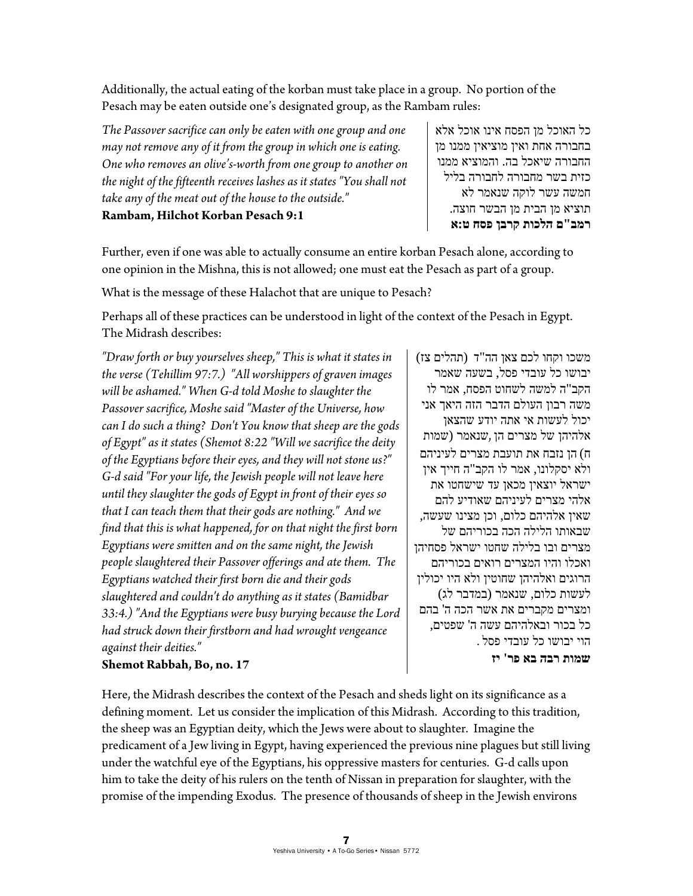Additionally, the actual eating of the korban must take place in a group. No portion of the Pesach may be eaten outside one's designated group, as the Rambam rules:

*The Passover sacrifice can only be eaten with one group and one may not remove any of it from the group in which one is eating. One who removes an olive's-worth from one group to another on the night of the fifteenth receives lashes as it states "You shall not take any of the meat out of the house to the outside."*
**Rambam, Hilchot Korban Pesach 9:1**

כל האוכל מן הפסח אינו אוכל אלא בחבורה אחת ואין מוציאין ממנו מן החבורה שיאכל בה. והמוציא ממנו כזית בשר מחבורה לחבורה בליל חמשה עשר לוקה שנאמר לא תוציא מן הבית מן הבשר חוצה.
**רמב"ם הלכות קרבן פסח ט:א**

Further, even if one was able to actually consume an entire korban Pesach alone, according to one opinion in the Mishna, this is not allowed; one must eat the Pesach as part of a group.

What is the message of these Halachot that are unique to Pesach?

Perhaps all of these practices can be understood in light of the context of the Pesach in Egypt. The Midrash describes:

*"Draw forth or buy yourselves sheep," This is what it states in the verse (Tehillim 97:7.) "All worshippers of graven images will be ashamed." When G-d told Moshe to slaughter the Passover sacrifice, Moshe said "Master of the Universe, how can I do such a thing? Don't You know that sheep are the gods of Egypt" as it states (Shemot 8:22 "Will we sacrifice the deity of the Egyptians before their eyes, and they will not stone us?" G-d said "For your life, the Jewish people will not leave here until they slaughter the gods of Egypt in front of their eyes so that I can teach them that their gods are nothing." And we find that this is what happened, for on that night the first born Egyptians were smitten and on the same night, the Jewish people slaughtered their Passover offerings and ate them. The Egyptians watched their first born die and their gods slaughtered and couldn't do anything as it states (Bamidbar 33:4.) "And the Egyptians were busy burying because the Lord had struck down their firstborn and had wrought vengeance against their deities."*
**Shemot Rabbah, Bo, no. 17**

משכו וקחו לכם צאן הה"ד (תהלים צז) יבושו כל עובדי פסל, בשעה שאמר הקב"ה למשה לשחוט הפסח, אמר לו משה רבון העולם הדבר הזה היאך אני יכול לעשות אי אתה יודע שהצאן אלהיהן של מצרים הן ,שנאמר (שמות ח) הן נזבח את תועבת מצרים לעיניהם ולא יסקלונו, אמר לו הקב"ה חייך אין ישראל יוצאין מכאן עד שישחטו את אלהי מצרים לעיניהם שאודיע להם שאין אלהיהם כלום, וכן מצינו שעשה, שבאותו הלילה הכה בכוריהם של מצרים ובו בלילה שחטו ישראל פסחיהן ואכלו והיו המצרים רואים בכוריהם הרוגים ואלהיהן שחוטין ולא היו יכולין לעשות כלום, שנאמר (במדבר לג) ומצרים מקברים את אשר הכה ה' בהם כל בכור ובאלהיהם עשה ה' שפטים, הוי יבושו כל עובדי פסל.
**שמות רבה בא פר' יז**

Here, the Midrash describes the context of the Pesach and sheds light on its significance as a defining moment. Let us consider the implication of this Midrash. According to this tradition, the sheep was an Egyptian deity, which the Jews were about to slaughter. Imagine the predicament of a Jew living in Egypt, having experienced the previous nine plagues but still living under the watchful eye of the Egyptians, his oppressive masters for centuries. G-d calls upon him to take the deity of his rulers on the tenth of Nissan in preparation for slaughter, with the promise of the impending Exodus. The presence of thousands of sheep in the Jewish environs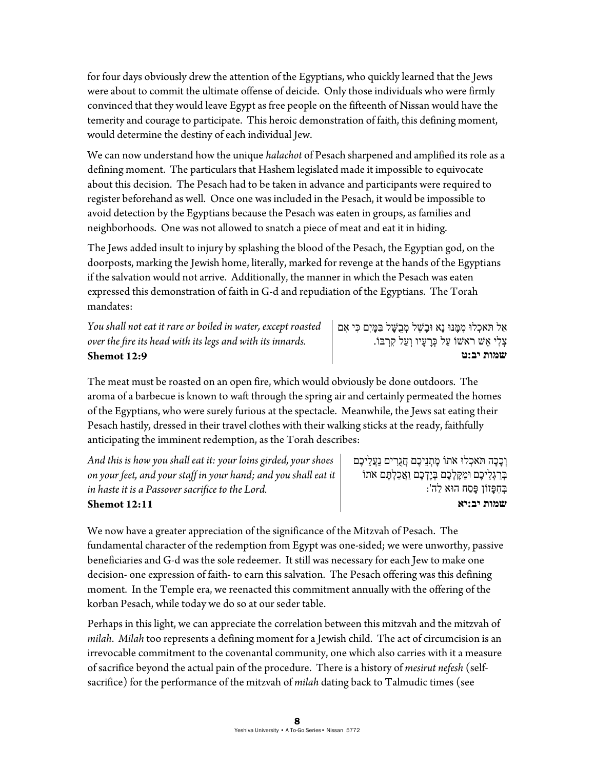for four days obviously drew the attention of the Egyptians, who quickly learned that the Jews were about to commit the ultimate offense of deicide. Only those individuals who were firmly convinced that they would leave Egypt as free people on the fifteenth of Nissan would have the temerity and courage to participate. This heroic demonstration of faith, this defining moment, would determine the destiny of each individual Jew.

We can now understand how the unique *halachot* of Pesach sharpened and amplified its role as a defining moment. The particulars that Hashem legislated made it impossible to equivocate about this decision. The Pesach had to be taken in advance and participants were required to register beforehand as well. Once one was included in the Pesach, it would be impossible to avoid detection by the Egyptians because the Pesach was eaten in groups, as families and neighborhoods. One was not allowed to snatch a piece of meat and eat it in hiding.

The Jews added insult to injury by splashing the blood of the Pesach, the Egyptian god, on the doorposts, marking the Jewish home, literally, marked for revenge at the hands of the Egyptians if the salvation would not arrive. Additionally, the manner in which the Pesach was eaten expressed this demonstration of faith in G-d and repudiation of the Egyptians. The Torah mandates:

| | |
|---|---|
| *You shall not eat it rare or boiled in water, except roasted over the fire its head with its legs and with its innards.* **Shemot 12:9** | אַל תֹּאכְלוּ מִמֶּנּוּ נָא וּבָשֵׁל מְבֻשָּׁל בַּמָּיִם כִּי אִם צְלִי אֵשׁ רֹאשׁוֹ עַל כְּרָעָיו וְעַל קִרְבּוֹ. **שמות יב:ט** |

The meat must be roasted on an open fire, which would obviously be done outdoors. The aroma of a barbecue is known to waft through the spring air and certainly permeated the homes of the Egyptians, who were surely furious at the spectacle. Meanwhile, the Jews sat eating their Pesach hastily, dressed in their travel clothes with their walking sticks at the ready, faithfully anticipating the imminent redemption, as the Torah describes:

| | |
|---|---|
| *And this is how you shall eat it: your loins girded, your shoes on your feet, and your staff in your hand; and you shall eat it in haste it is a Passover sacrifice to the Lord.* **Shemot 12:11** | וְכָכָה תֹּאכְלוּ אֹתוֹ מָתְנֵיכֶם חֲגֻרִים נַעֲלֵיכֶם בְּרַגְלֵיכֶם וּמַקֶּלְכֶם בְּיֶדְכֶם וַאֲכַלְתֶּם אֹתוֹ בְּחִפָּזוֹן פֶּסַח הוּא לַה': **שמות יב:יא** |

We now have a greater appreciation of the significance of the Mitzvah of Pesach. The fundamental character of the redemption from Egypt was one-sided; we were unworthy, passive beneficiaries and G-d was the sole redeemer. It still was necessary for each Jew to make one decision- one expression of faith- to earn this salvation. The Pesach offering was this defining moment. In the Temple era, we reenacted this commitment annually with the offering of the korban Pesach, while today we do so at our seder table.

Perhaps in this light, we can appreciate the correlation between this mitzvah and the mitzvah of *milah*. *Milah* too represents a defining moment for a Jewish child. The act of circumcision is an irrevocable commitment to the covenantal community, one which also carries with it a measure of sacrifice beyond the actual pain of the procedure. There is a history of *mesirut nefesh* (self-sacrifice) for the performance of the mitzvah of *milah* dating back to Talmudic times (see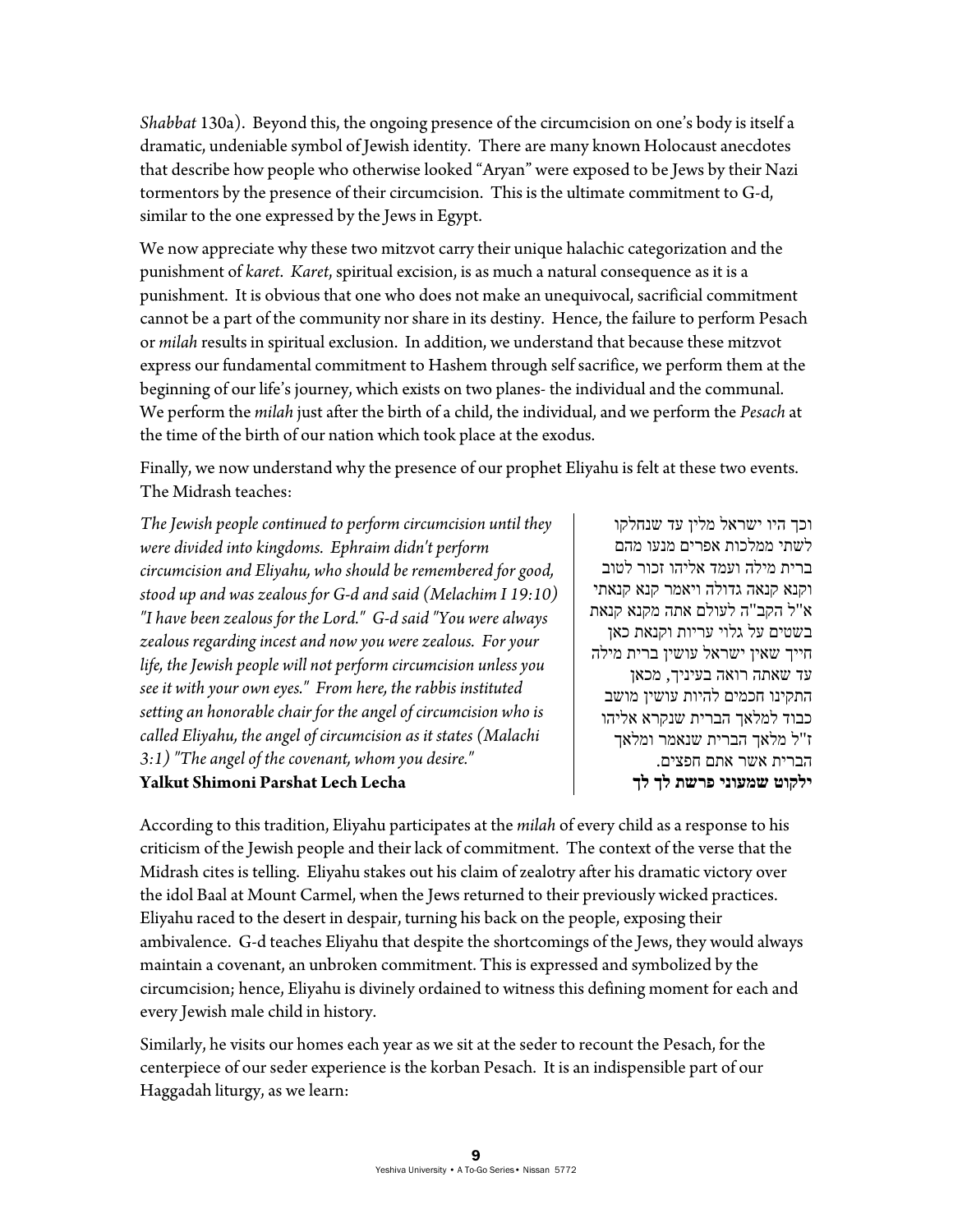*Shabbat* 130a). Beyond this, the ongoing presence of the circumcision on one's body is itself a dramatic, undeniable symbol of Jewish identity. There are many known Holocaust anecdotes that describe how people who otherwise looked "Aryan" were exposed to be Jews by their Nazi tormentors by the presence of their circumcision. This is the ultimate commitment to G-d, similar to the one expressed by the Jews in Egypt.

We now appreciate why these two mitzvot carry their unique halachic categorization and the punishment of *karet*. *Karet*, spiritual excision, is as much a natural consequence as it is a punishment. It is obvious that one who does not make an unequivocal, sacrificial commitment cannot be a part of the community nor share in its destiny. Hence, the failure to perform Pesach or *milah* results in spiritual exclusion. In addition, we understand that because these mitzvot express our fundamental commitment to Hashem through self sacrifice, we perform them at the beginning of our life's journey, which exists on two planes- the individual and the communal. We perform the *milah* just after the birth of a child, the individual, and we perform the *Pesach* at the time of the birth of our nation which took place at the exodus.

Finally, we now understand why the presence of our prophet Eliyahu is felt at these two events. The Midrash teaches:

*The Jewish people continued to perform circumcision until they were divided into kingdoms. Ephraim didn't perform circumcision and Eliyahu, who should be remembered for good, stood up and was zealous for G-d and said (Melachim I 19:10) "I have been zealous for the Lord." G-d said "You were always zealous regarding incest and now you were zealous. For your life, the Jewish people will not perform circumcision unless you see it with your own eyes." From here, the rabbis instituted setting an honorable chair for the angel of circumcision who is called Eliyahu, the angel of circumcision as it states (Malachi 3:1) "The angel of the covenant, whom you desire."*
**Yalkut Shimoni Parshat Lech Lecha**

וכך היו ישראל מלין עד שנחלקו לשתי ממלכות אפרים מנעו מהם ברית מילה ועמד אליהו זכור לטוב וקנא קנאה גדולה ויאמר קנא קנאתי א"ל הקב"ה לעולם אתה מקנא קנאת בשטים על גלוי עריות וקנאת כאן חייך שאין ישראל עושין ברית מילה עד שאתה רואה בעיניך, מכאן התקינו חכמים להיות עושין מושב כבוד למלאך הברית שנקרא אליהו ז"ל מלאך הברית שנאמר ומלאך הברית אשר אתם חפצים.
**ילקוט שמעוני פרשת לך לך**

According to this tradition, Eliyahu participates at the *milah* of every child as a response to his criticism of the Jewish people and their lack of commitment. The context of the verse that the Midrash cites is telling. Eliyahu stakes out his claim of zealotry after his dramatic victory over the idol Baal at Mount Carmel, when the Jews returned to their previously wicked practices. Eliyahu raced to the desert in despair, turning his back on the people, exposing their ambivalence. G-d teaches Eliyahu that despite the shortcomings of the Jews, they would always maintain a covenant, an unbroken commitment. This is expressed and symbolized by the circumcision; hence, Eliyahu is divinely ordained to witness this defining moment for each and every Jewish male child in history.

Similarly, he visits our homes each year as we sit at the seder to recount the Pesach, for the centerpiece of our seder experience is the korban Pesach. It is an indispensible part of our Haggadah liturgy, as we learn: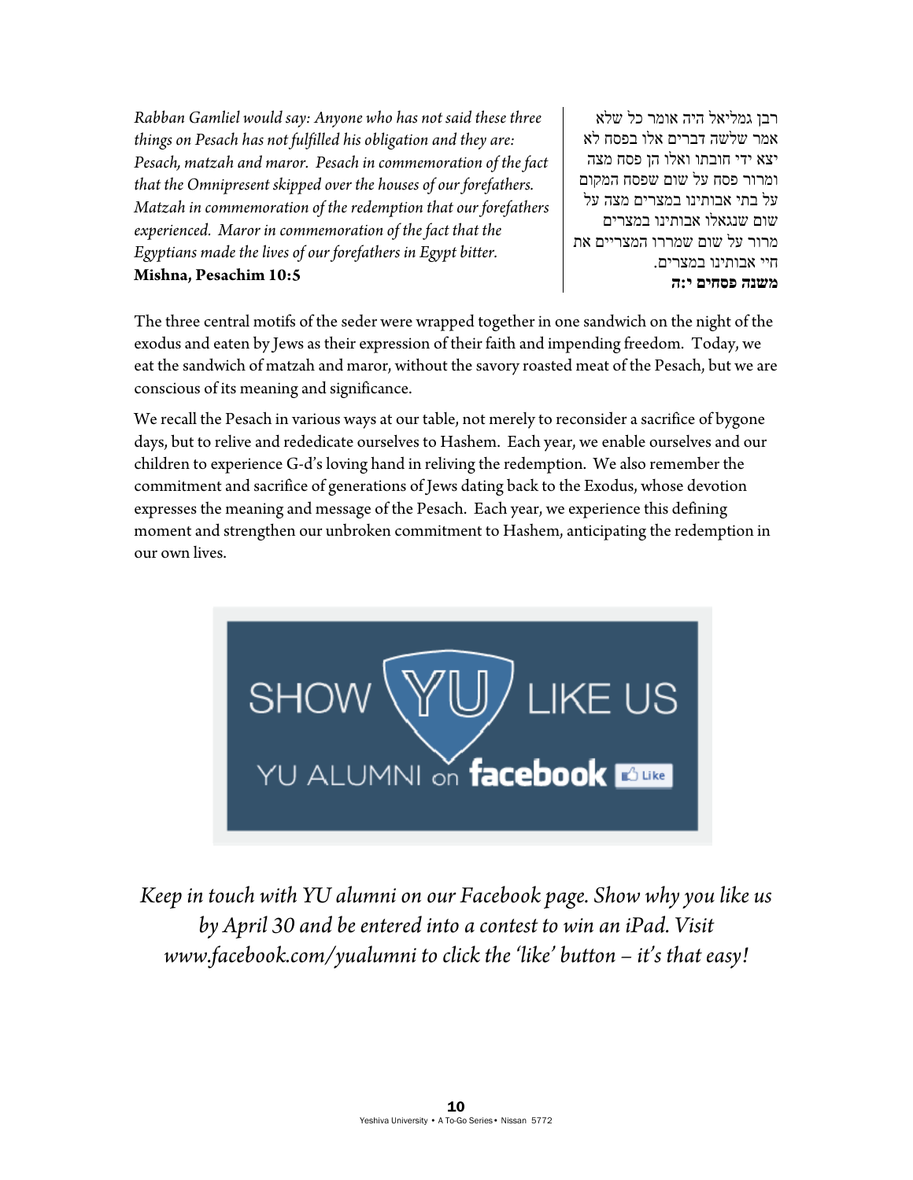*Rabban Gamliel would say: Anyone who has not said these three things on Pesach has not fulfilled his obligation and they are: Pesach, matzah and maror. Pesach in commemoration of the fact that the Omnipresent skipped over the houses of our forefathers. Matzah in commemoration of the redemption that our forefathers experienced. Maror in commemoration of the fact that the Egyptians made the lives of our forefathers in Egypt bitter.*
**Mishna, Pesachim 10:5**

רבן גמליאל היה אומר כל שלא אמר שלשה דברים אלו בפסח לא יצא ידי חובתו ואלו הן פסח מצה ומרור פסח על שום שפסח המקום על בתי אבותינו במצרים מצה על שום שנגאלו אבותינו במצרים מרור על שום שמררו המצריים את חיי אבותינו במצרים.
**משנה פסחים י:ה**

The three central motifs of the seder were wrapped together in one sandwich on the night of the exodus and eaten by Jews as their expression of their faith and impending freedom. Today, we eat the sandwich of matzah and maror, without the savory roasted meat of the Pesach, but we are conscious of its meaning and significance.

We recall the Pesach in various ways at our table, not merely to reconsider a sacrifice of bygone days, but to relive and rededicate ourselves to Hashem. Each year, we enable ourselves and our children to experience G-d's loving hand in reliving the redemption. We also remember the commitment and sacrifice of generations of Jews dating back to the Exodus, whose devotion expresses the meaning and message of the Pesach. Each year, we experience this defining moment and strengthen our unbroken commitment to Hashem, anticipating the redemption in our own lives.

SHOW YU LIKE US

YU ALUMNI on facebook Like

*Keep in touch with YU alumni on our Facebook page. Show why you like us by April 30 and be entered into a contest to win an iPad. Visit www.facebook.com/yualumni to click the 'like' button – it's that easy!*